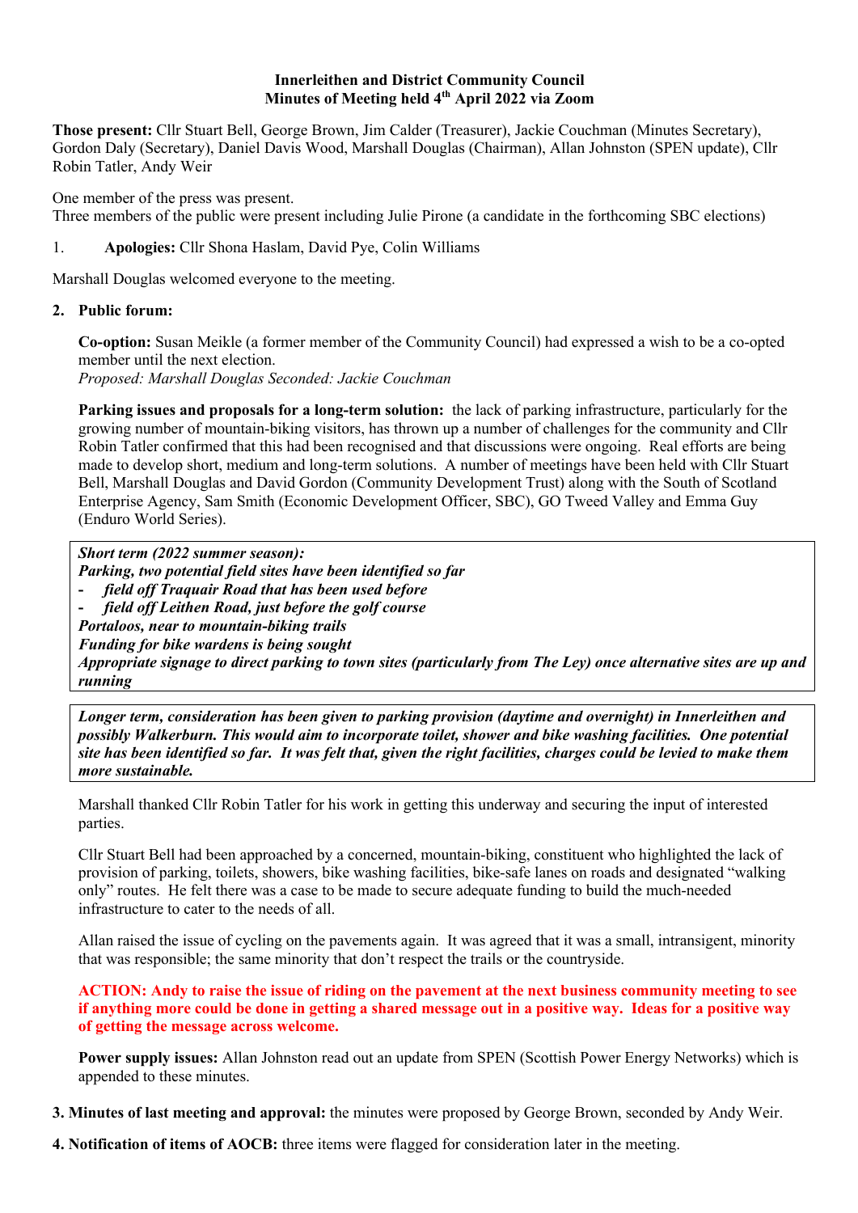**Innerleithen and District Community Council**
**Minutes of Meeting held 4th April 2022 via Zoom**

**Those present:** Cllr Stuart Bell, George Brown, Jim Calder (Treasurer), Jackie Couchman (Minutes Secretary), Gordon Daly (Secretary), Daniel Davis Wood, Marshall Douglas (Chairman), Allan Johnston (SPEN update), Cllr Robin Tatler, Andy Weir

One member of the press was present.
Three members of the public were present including Julie Pirone (a candidate in the forthcoming SBC elections)

1. **Apologies:** Cllr Shona Haslam, David Pye, Colin Williams

Marshall Douglas welcomed everyone to the meeting.

2. **Public forum:**

**Co-option:** Susan Meikle (a former member of the Community Council) had expressed a wish to be a co-opted member until the next election.
*Proposed: Marshall Douglas Seconded: Jackie Couchman*

**Parking issues and proposals for a long-term solution:** the lack of parking infrastructure, particularly for the growing number of mountain-biking visitors, has thrown up a number of challenges for the community and Cllr Robin Tatler confirmed that this had been recognised and that discussions were ongoing. Real efforts are being made to develop short, medium and long-term solutions. A number of meetings have been held with Cllr Stuart Bell, Marshall Douglas and David Gordon (Community Development Trust) along with the South of Scotland Enterprise Agency, Sam Smith (Economic Development Officer, SBC), GO Tweed Valley and Emma Guy (Enduro World Series).

***Short term (2022 summer season):***
***Parking, two potential field sites have been identified so far***
- ***field off Traquair Road that has been used before***
- ***field off Leithen Road, just before the golf course***

***Portaloos, near to mountain-biking trails***
***Funding for bike wardens is being sought***
***Appropriate signage to direct parking to town sites (particularly from The Ley) once alternative sites are up and running***

***Longer term, consideration has been given to parking provision (daytime and overnight) in Innerleithen and possibly Walkerburn. This would aim to incorporate toilet, shower and bike washing facilities. One potential site has been identified so far. It was felt that, given the right facilities, charges could be levied to make them more sustainable.***

Marshall thanked Cllr Robin Tatler for his work in getting this underway and securing the input of interested parties.

Cllr Stuart Bell had been approached by a concerned, mountain-biking, constituent who highlighted the lack of provision of parking, toilets, showers, bike washing facilities, bike-safe lanes on roads and designated "walking only" routes. He felt there was a case to be made to secure adequate funding to build the much-needed infrastructure to cater to the needs of all.

Allan raised the issue of cycling on the pavements again. It was agreed that it was a small, intransigent, minority that was responsible; the same minority that don't respect the trails or the countryside.

**ACTION: Andy to raise the issue of riding on the pavement at the next business community meeting to see if anything more could be done in getting a shared message out in a positive way. Ideas for a positive way of getting the message across welcome.**

**Power supply issues:** Allan Johnston read out an update from SPEN (Scottish Power Energy Networks) which is appended to these minutes.

3. **Minutes of last meeting and approval:** the minutes were proposed by George Brown, seconded by Andy Weir.

4. **Notification of items of AOCB:** three items were flagged for consideration later in the meeting.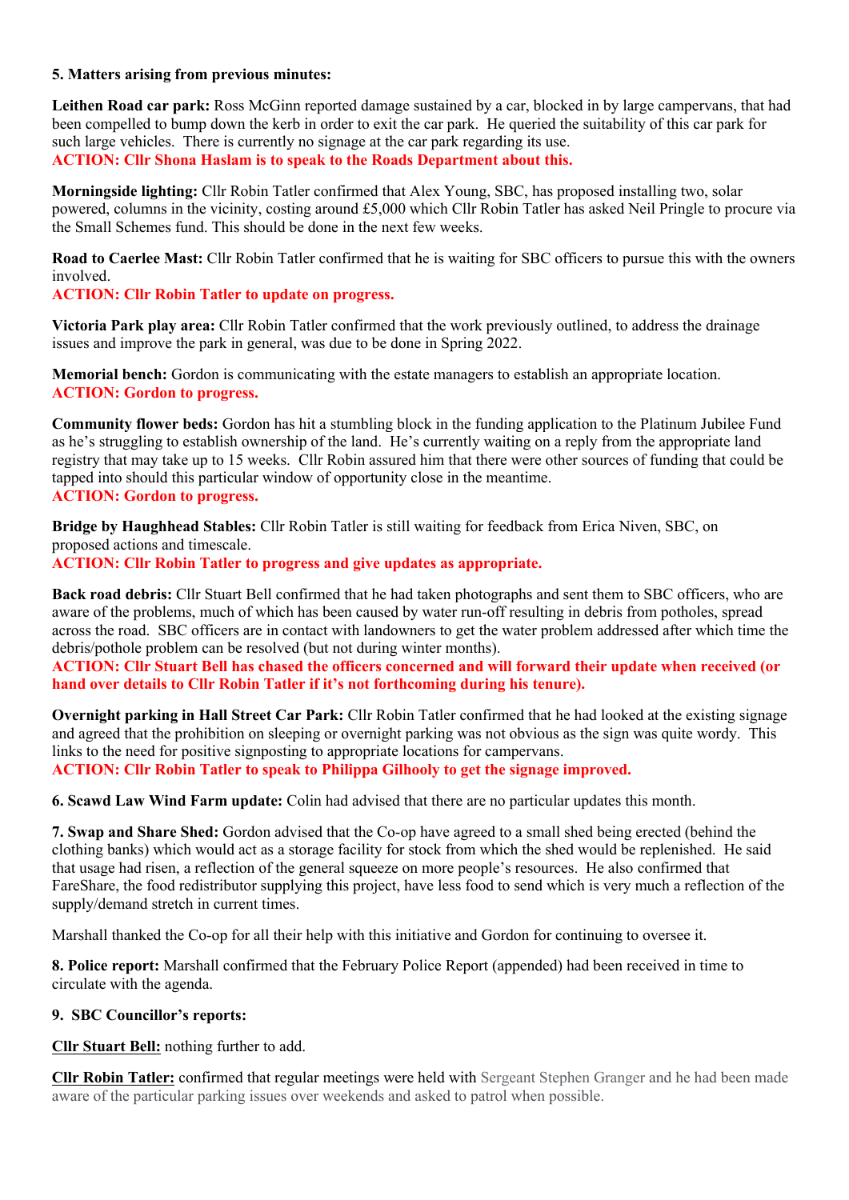**5. Matters arising from previous minutes:**

**Leithen Road car park:** Ross McGinn reported damage sustained by a car, blocked in by large campervans, that had been compelled to bump down the kerb in order to exit the car park. He queried the suitability of this car park for such large vehicles. There is currently no signage at the car park regarding its use.
**ACTION: Cllr Shona Haslam is to speak to the Roads Department about this.**

**Morningside lighting:** Cllr Robin Tatler confirmed that Alex Young, SBC, has proposed installing two, solar powered, columns in the vicinity, costing around £5,000 which Cllr Robin Tatler has asked Neil Pringle to procure via the Small Schemes fund. This should be done in the next few weeks.

**Road to Caerlee Mast:** Cllr Robin Tatler confirmed that he is waiting for SBC officers to pursue this with the owners involved.
**ACTION: Cllr Robin Tatler to update on progress.**

**Victoria Park play area:** Cllr Robin Tatler confirmed that the work previously outlined, to address the drainage issues and improve the park in general, was due to be done in Spring 2022.

**Memorial bench:** Gordon is communicating with the estate managers to establish an appropriate location.
**ACTION: Gordon to progress.**

**Community flower beds:** Gordon has hit a stumbling block in the funding application to the Platinum Jubilee Fund as he's struggling to establish ownership of the land. He's currently waiting on a reply from the appropriate land registry that may take up to 15 weeks. Cllr Robin assured him that there were other sources of funding that could be tapped into should this particular window of opportunity close in the meantime.
**ACTION: Gordon to progress.**

**Bridge by Haughhead Stables:** Cllr Robin Tatler is still waiting for feedback from Erica Niven, SBC, on proposed actions and timescale.
**ACTION: Cllr Robin Tatler to progress and give updates as appropriate.**

**Back road debris:** Cllr Stuart Bell confirmed that he had taken photographs and sent them to SBC officers, who are aware of the problems, much of which has been caused by water run-off resulting in debris from potholes, spread across the road. SBC officers are in contact with landowners to get the water problem addressed after which time the debris/pothole problem can be resolved (but not during winter months).
**ACTION: Cllr Stuart Bell has chased the officers concerned and will forward their update when received (or hand over details to Cllr Robin Tatler if it's not forthcoming during his tenure).**

**Overnight parking in Hall Street Car Park:** Cllr Robin Tatler confirmed that he had looked at the existing signage and agreed that the prohibition on sleeping or overnight parking was not obvious as the sign was quite wordy. This links to the need for positive signposting to appropriate locations for campervans.
**ACTION: Cllr Robin Tatler to speak to Philippa Gilhooly to get the signage improved.**

**6. Scawd Law Wind Farm update:** Colin had advised that there are no particular updates this month.

**7. Swap and Share Shed:** Gordon advised that the Co-op have agreed to a small shed being erected (behind the clothing banks) which would act as a storage facility for stock from which the shed would be replenished. He said that usage had risen, a reflection of the general squeeze on more people's resources. He also confirmed that FareShare, the food redistributor supplying this project, have less food to send which is very much a reflection of the supply/demand stretch in current times.

Marshall thanked the Co-op for all their help with this initiative and Gordon for continuing to oversee it.

**8. Police report:** Marshall confirmed that the February Police Report (appended) had been received in time to circulate with the agenda.

**9. SBC Councillor's reports:**

**Cllr Stuart Bell:** nothing further to add.

**Cllr Robin Tatler:** confirmed that regular meetings were held with Sergeant Stephen Granger and he had been made aware of the particular parking issues over weekends and asked to patrol when possible.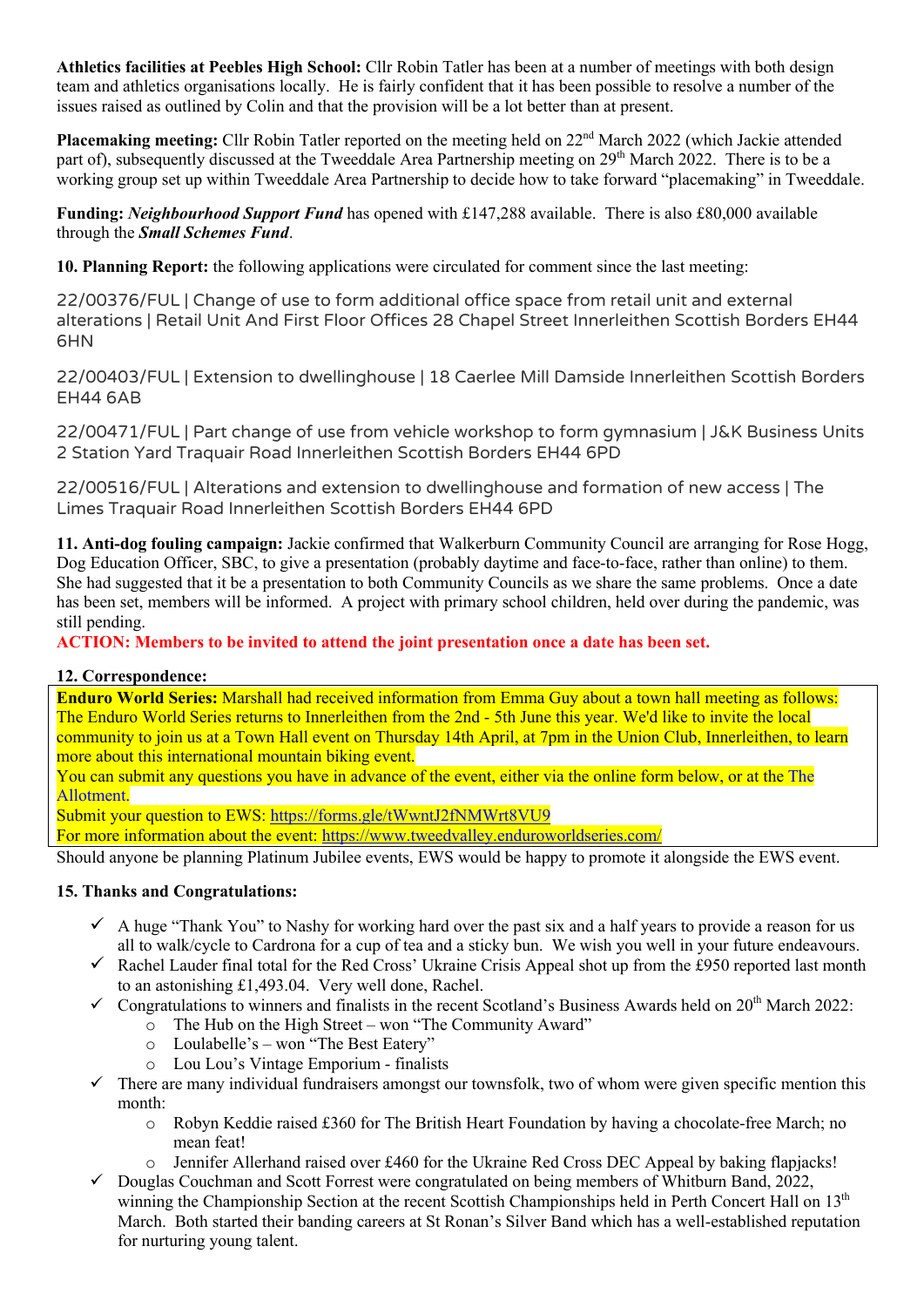**Athletics facilities at Peebles High School:** Cllr Robin Tatler has been at a number of meetings with both design team and athletics organisations locally. He is fairly confident that it has been possible to resolve a number of the issues raised as outlined by Colin and that the provision will be a lot better than at present.

**Placemaking meeting:** Cllr Robin Tatler reported on the meeting held on 22nd March 2022 (which Jackie attended part of), subsequently discussed at the Tweeddale Area Partnership meeting on 29th March 2022. There is to be a working group set up within Tweeddale Area Partnership to decide how to take forward "placemaking" in Tweeddale.

**Funding:** ***Neighbourhood Support Fund*** has opened with £147,288 available. There is also £80,000 available through the ***Small Schemes Fund***.

**10. Planning Report:** the following applications were circulated for comment since the last meeting:

22/00376/FUL | Change of use to form additional office space from retail unit and external alterations | Retail Unit And First Floor Offices 28 Chapel Street Innerleithen Scottish Borders EH44 6HN

22/00403/FUL | Extension to dwellinghouse | 18 Caerlee Mill Damside Innerleithen Scottish Borders EH44 6AB

22/00471/FUL | Part change of use from vehicle workshop to form gymnasium | J&K Business Units 2 Station Yard Traquair Road Innerleithen Scottish Borders EH44 6PD

22/00516/FUL | Alterations and extension to dwellinghouse and formation of new access | The Limes Traquair Road Innerleithen Scottish Borders EH44 6PD

**11. Anti-dog fouling campaign:** Jackie confirmed that Walkerburn Community Council are arranging for Rose Hogg, Dog Education Officer, SBC, to give a presentation (probably daytime and face-to-face, rather than online) to them. She had suggested that it be a presentation to both Community Councils as we share the same problems. Once a date has been set, members will be informed. A project with primary school children, held over during the pandemic, was still pending.

**ACTION: Members to be invited to attend the joint presentation once a date has been set.**

**12. Correspondence:**

**Enduro World Series:** Marshall had received information from Emma Guy about a town hall meeting as follows: The Enduro World Series returns to Innerleithen from the 2nd - 5th June this year. We'd like to invite the local community to join us at a Town Hall event on Thursday 14th April, at 7pm in the Union Club, Innerleithen, to learn more about this international mountain biking event.

You can submit any questions you have in advance of the event, either via the online form below, or at the The Allotment.

Submit your question to EWS: https://forms.gle/tWwntJ2fNMWrt8VU9

For more information about the event: https://www.tweedvalley.enduroworldseries.com/

Should anyone be planning Platinum Jubilee events, EWS would be happy to promote it alongside the EWS event.

**15. Thanks and Congratulations:**

- ✓ A huge "Thank You" to Nashy for working hard over the past six and a half years to provide a reason for us all to walk/cycle to Cardrona for a cup of tea and a sticky bun. We wish you well in your future endeavours.
- ✓ Rachel Lauder final total for the Red Cross' Ukraine Crisis Appeal shot up from the £950 reported last month to an astonishing £1,493.04. Very well done, Rachel.
- ✓ Congratulations to winners and finalists in the recent Scotland's Business Awards held on 20th March 2022:
  - The Hub on the High Street – won "The Community Award"
  - Loulabelle's – won "The Best Eatery"
  - Lou Lou's Vintage Emporium - finalists
- ✓ There are many individual fundraisers amongst our townsfolk, two of whom were given specific mention this month:
  - Robyn Keddie raised £360 for The British Heart Foundation by having a chocolate-free March; no mean feat!
  - Jennifer Allerhand raised over £460 for the Ukraine Red Cross DEC Appeal by baking flapjacks!
- ✓ Douglas Couchman and Scott Forrest were congratulated on being members of Whitburn Band, 2022, winning the Championship Section at the recent Scottish Championships held in Perth Concert Hall on 13th March. Both started their banding careers at St Ronan's Silver Band which has a well-established reputation for nurturing young talent.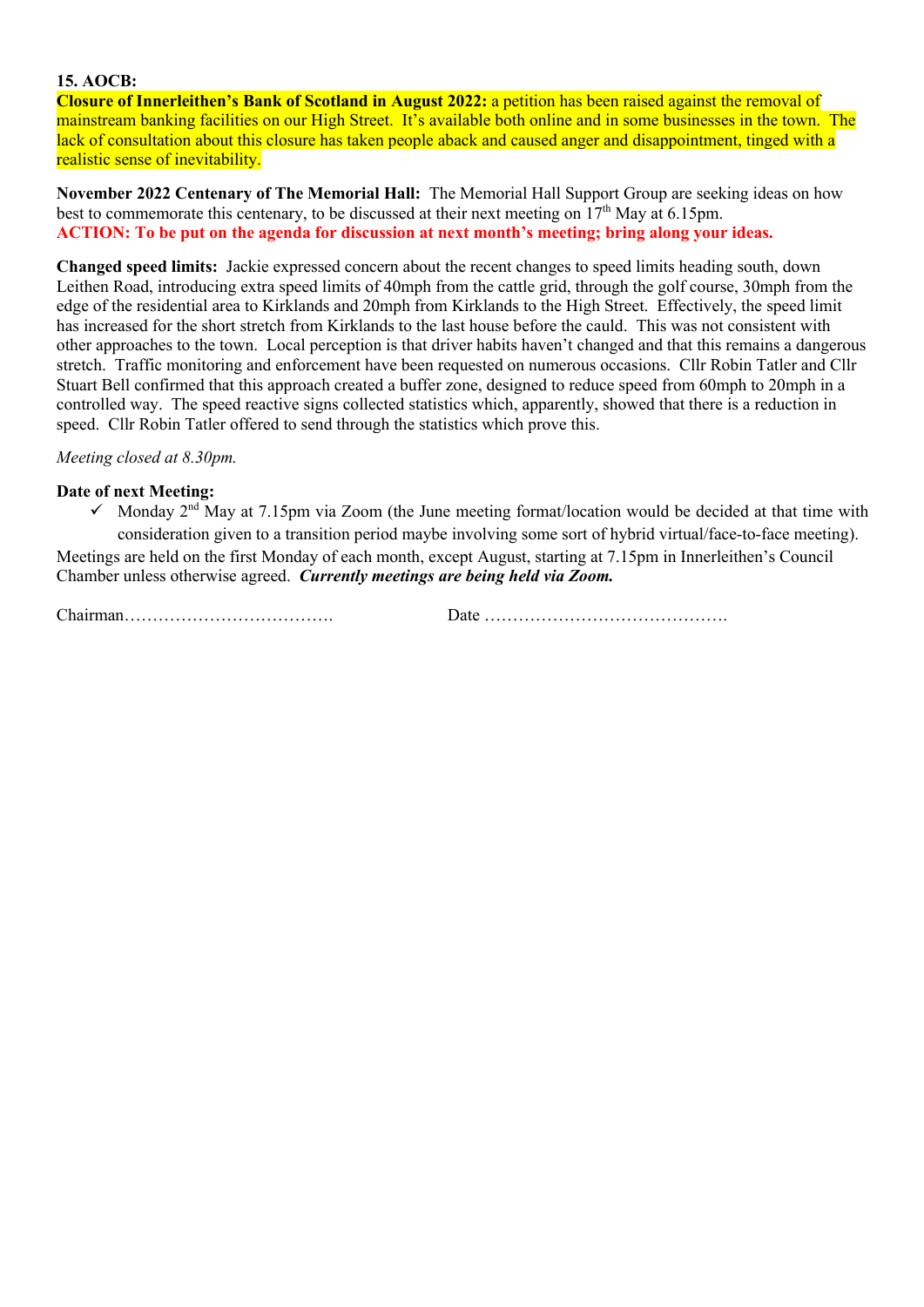**15. AOCB:**

**Closure of Innerleithen's Bank of Scotland in August 2022:** a petition has been raised against the removal of mainstream banking facilities on our High Street. It's available both online and in some businesses in the town. The lack of consultation about this closure has taken people aback and caused anger and disappointment, tinged with a realistic sense of inevitability.

**November 2022 Centenary of The Memorial Hall:** The Memorial Hall Support Group are seeking ideas on how best to commemorate this centenary, to be discussed at their next meeting on 17th May at 6.15pm.
**ACTION: To be put on the agenda for discussion at next month's meeting; bring along your ideas.**

**Changed speed limits:** Jackie expressed concern about the recent changes to speed limits heading south, down Leithen Road, introducing extra speed limits of 40mph from the cattle grid, through the golf course, 30mph from the edge of the residential area to Kirklands and 20mph from Kirklands to the High Street. Effectively, the speed limit has increased for the short stretch from Kirklands to the last house before the cauld. This was not consistent with other approaches to the town. Local perception is that driver habits haven't changed and that this remains a dangerous stretch. Traffic monitoring and enforcement have been requested on numerous occasions. Cllr Robin Tatler and Cllr Stuart Bell confirmed that this approach created a buffer zone, designed to reduce speed from 60mph to 20mph in a controlled way. The speed reactive signs collected statistics which, apparently, showed that there is a reduction in speed. Cllr Robin Tatler offered to send through the statistics which prove this.

*Meeting closed at 8.30pm.*

**Date of next Meeting:**

- ✓ Monday 2nd May at 7.15pm via Zoom (the June meeting format/location would be decided at that time with consideration given to a transition period maybe involving some sort of hybrid virtual/face-to-face meeting).

Meetings are held on the first Monday of each month, except August, starting at 7.15pm in Innerleithen's Council Chamber unless otherwise agreed. ***Currently meetings are being held via Zoom.***

Chairman………………………………. Date …………………………………….